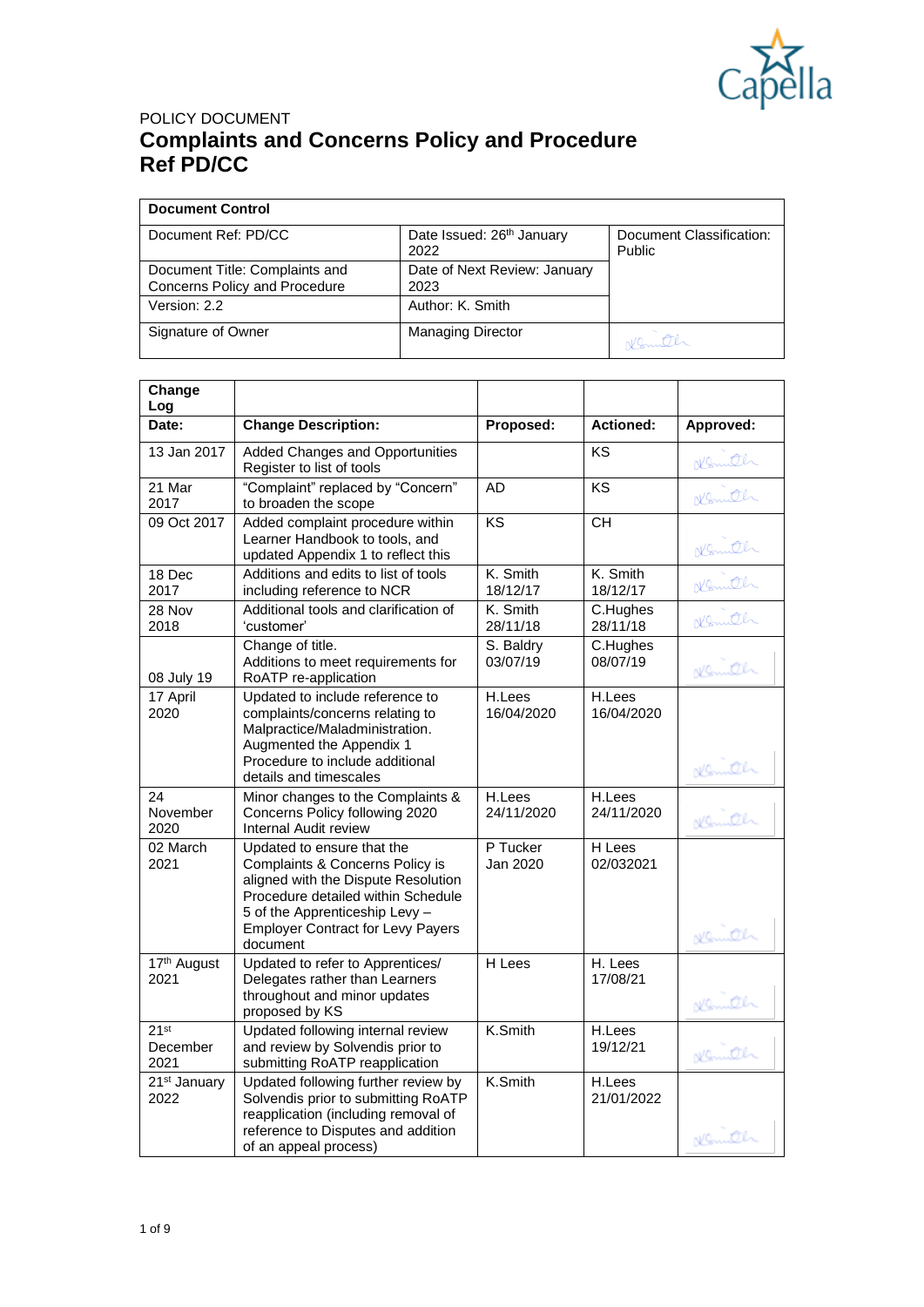POLICY DOCUMENT

# Complaints and Concerns Policy and Procedure
# Ref PD/CC

| Document Control | | |
|---|---|---|
| Document Ref: PD/CC | Date Issued: 26th January 2022 | Document Classification: Public |
| Document Title: Complaints and Concerns Policy and Procedure | Date of Next Review: January 2023 | |
| Version: 2.2 | Author: K. Smith | |
| Signature of Owner | Managing Director | |

| Change Log | | | | |
|---|---|---|---|---|
| **Date:** | **Change Description:** | **Proposed:** | **Actioned:** | **Approved:** |
| 13 Jan 2017 | Added Changes and Opportunities Register to list of tools | | KS | |
| 21 Mar 2017 | "Complaint" replaced by "Concern" to broaden the scope | AD | KS | |
| 09 Oct 2017 | Added complaint procedure within Learner Handbook to tools, and updated Appendix 1 to reflect this | KS | CH | |
| 18 Dec 2017 | Additions and edits to list of tools including reference to NCR | K. Smith 18/12/17 | K. Smith 18/12/17 | |
| 28 Nov 2018 | Additional tools and clarification of 'customer' | K. Smith 28/11/18 | C.Hughes 28/11/18 | |
| 08 July 19 | Change of title. Additions to meet requirements for RoATP re-application | S. Baldry 03/07/19 | C.Hughes 08/07/19 | |
| 17 April 2020 | Updated to include reference to complaints/concerns relating to Malpractice/Maladministration. Augmented the Appendix 1 Procedure to include additional details and timescales | H.Lees 16/04/2020 | H.Lees 16/04/2020 | |
| 24 November 2020 | Minor changes to the Complaints & Concerns Policy following 2020 Internal Audit review | H.Lees 24/11/2020 | H.Lees 24/11/2020 | |
| 02 March 2021 | Updated to ensure that the Complaints & Concerns Policy is aligned with the Dispute Resolution Procedure detailed within Schedule 5 of the Apprenticeship Levy – Employer Contract for Levy Payers document | P Tucker Jan 2020 | H Lees 02/032021 | |
| 17th August 2021 | Updated to refer to Apprentices/ Delegates rather than Learners throughout and minor updates proposed by KS | H Lees | H. Lees 17/08/21 | |
| 21st December 2021 | Updated following internal review and review by Solvendis prior to submitting RoATP reapplication | K.Smith | H.Lees 19/12/21 | |
| 21st January 2022 | Updated following further review by Solvendis prior to submitting RoATP reapplication (including removal of reference to Disputes and addition of an appeal process) | K.Smith | H.Lees 21/01/2022 | |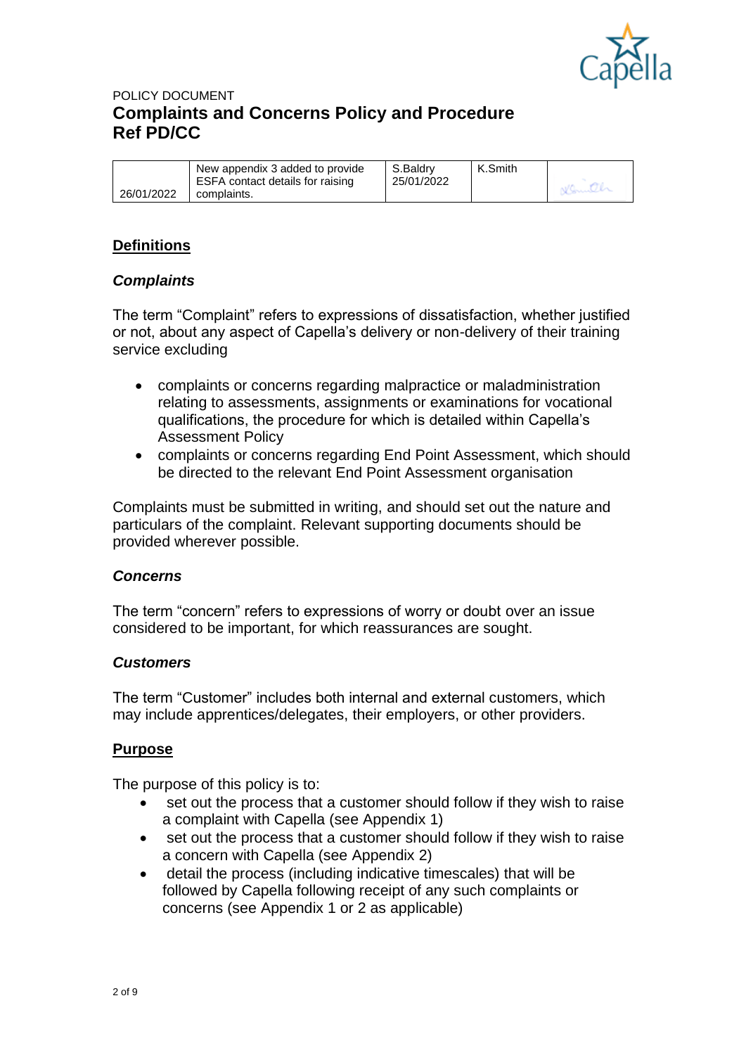POLICY DOCUMENT

# Complaints and Concerns Policy and Procedure
# Ref PD/CC

| 26/01/2022 | New appendix 3 added to provide ESFA contact details for raising complaints. | S.Baldry 25/01/2022 | K.Smith | KSmith |
|---|---|---|---|---|

## Definitions

### *Complaints*

The term "Complaint" refers to expressions of dissatisfaction, whether justified or not, about any aspect of Capella's delivery or non-delivery of their training service excluding

- complaints or concerns regarding malpractice or maladministration relating to assessments, assignments or examinations for vocational qualifications, the procedure for which is detailed within Capella's Assessment Policy
- complaints or concerns regarding End Point Assessment, which should be directed to the relevant End Point Assessment organisation

Complaints must be submitted in writing, and should set out the nature and particulars of the complaint. Relevant supporting documents should be provided wherever possible.

### *Concerns*

The term "concern" refers to expressions of worry or doubt over an issue considered to be important, for which reassurances are sought.

### *Customers*

The term "Customer" includes both internal and external customers, which may include apprentices/delegates, their employers, or other providers.

## Purpose

The purpose of this policy is to:

- set out the process that a customer should follow if they wish to raise a complaint with Capella (see Appendix 1)
- set out the process that a customer should follow if they wish to raise a concern with Capella (see Appendix 2)
- detail the process (including indicative timescales) that will be followed by Capella following receipt of any such complaints or concerns (see Appendix 1 or 2 as applicable)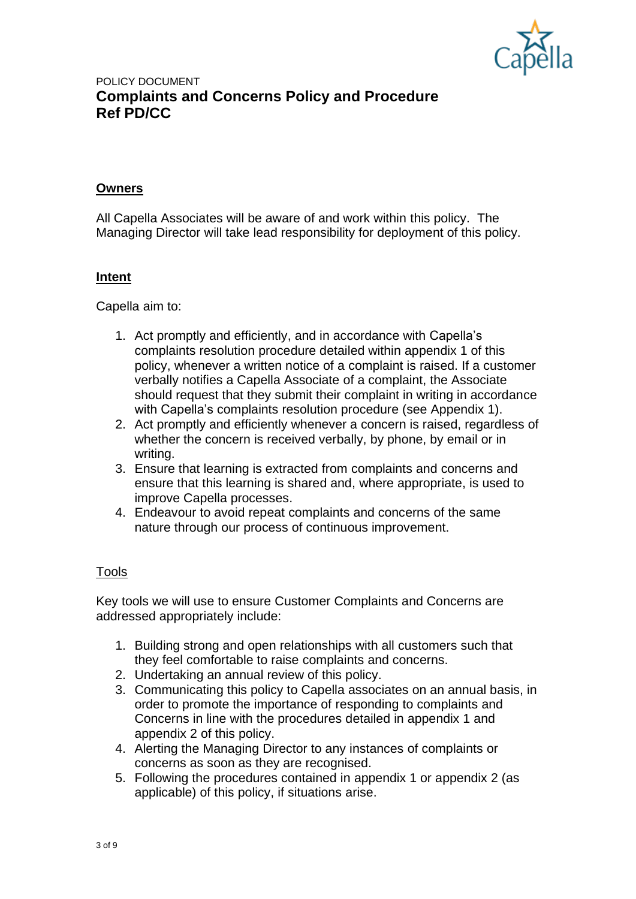POLICY DOCUMENT

# Complaints and Concerns Policy and Procedure
# Ref PD/CC

## Owners

All Capella Associates will be aware of and work within this policy.  The Managing Director will take lead responsibility for deployment of this policy.

## Intent

Capella aim to:

1. Act promptly and efficiently, and in accordance with Capella's complaints resolution procedure detailed within appendix 1 of this policy, whenever a written notice of a complaint is raised. If a customer verbally notifies a Capella Associate of a complaint, the Associate should request that they submit their complaint in writing in accordance with Capella's complaints resolution procedure (see Appendix 1).
2. Act promptly and efficiently whenever a concern is raised, regardless of whether the concern is received verbally, by phone, by email or in writing.
3. Ensure that learning is extracted from complaints and concerns and ensure that this learning is shared and, where appropriate, is used to improve Capella processes.
4. Endeavour to avoid repeat complaints and concerns of the same nature through our process of continuous improvement.

## Tools

Key tools we will use to ensure Customer Complaints and Concerns are addressed appropriately include:

1. Building strong and open relationships with all customers such that they feel comfortable to raise complaints and concerns.
2. Undertaking an annual review of this policy.
3. Communicating this policy to Capella associates on an annual basis, in order to promote the importance of responding to complaints and Concerns in line with the procedures detailed in appendix 1 and appendix 2 of this policy.
4. Alerting the Managing Director to any instances of complaints or concerns as soon as they are recognised.
5. Following the procedures contained in appendix 1 or appendix 2 (as applicable) of this policy, if situations arise.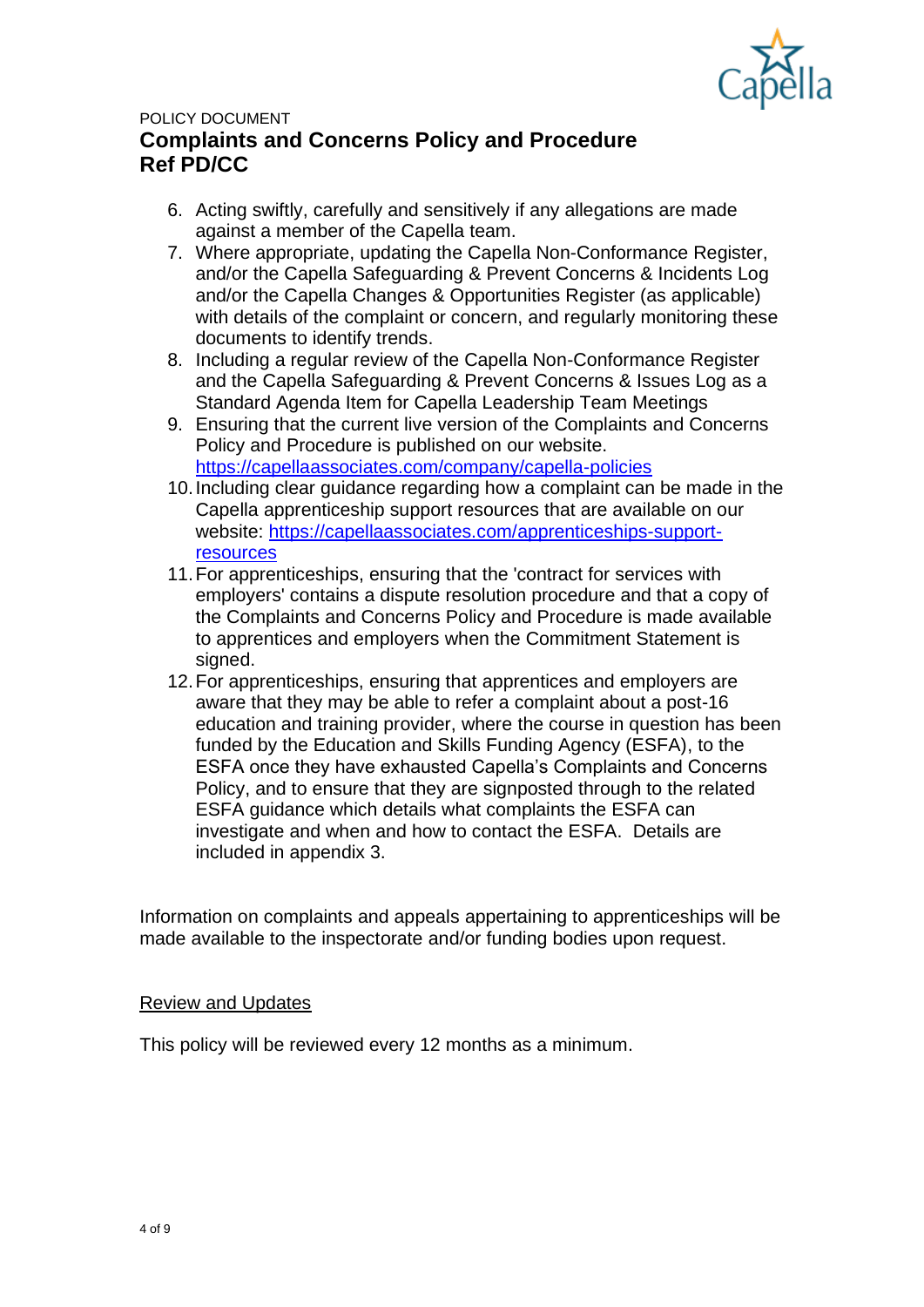6. Acting swiftly, carefully and sensitively if any allegations are made against a member of the Capella team.
7. Where appropriate, updating the Capella Non-Conformance Register, and/or the Capella Safeguarding & Prevent Concerns & Incidents Log and/or the Capella Changes & Opportunities Register (as applicable) with details of the complaint or concern, and regularly monitoring these documents to identify trends.
8. Including a regular review of the Capella Non-Conformance Register and the Capella Safeguarding & Prevent Concerns & Issues Log as a Standard Agenda Item for Capella Leadership Team Meetings
9. Ensuring that the current live version of the Complaints and Concerns Policy and Procedure is published on our website. [https://capellaassociates.com/company/capella-policies](https://capellaassociates.com/company/capella-policies)
10. Including clear guidance regarding how a complaint can be made in the Capella apprenticeship support resources that are available on our website: [https://capellaassociates.com/apprenticeships-support-resources](https://capellaassociates.com/apprenticeships-support-resources)
11. For apprenticeships, ensuring that the 'contract for services with employers' contains a dispute resolution procedure and that a copy of the Complaints and Concerns Policy and Procedure is made available to apprentices and employers when the Commitment Statement is signed.
12. For apprenticeships, ensuring that apprentices and employers are aware that they may be able to refer a complaint about a post-16 education and training provider, where the course in question has been funded by the Education and Skills Funding Agency (ESFA), to the ESFA once they have exhausted Capella's Complaints and Concerns Policy, and to ensure that they are signposted through to the related ESFA guidance which details what complaints the ESFA can investigate and when and how to contact the ESFA. Details are included in appendix 3.

Information on complaints and appeals appertaining to apprenticeships will be made available to the inspectorate and/or funding bodies upon request.

## Review and Updates

This policy will be reviewed every 12 months as a minimum.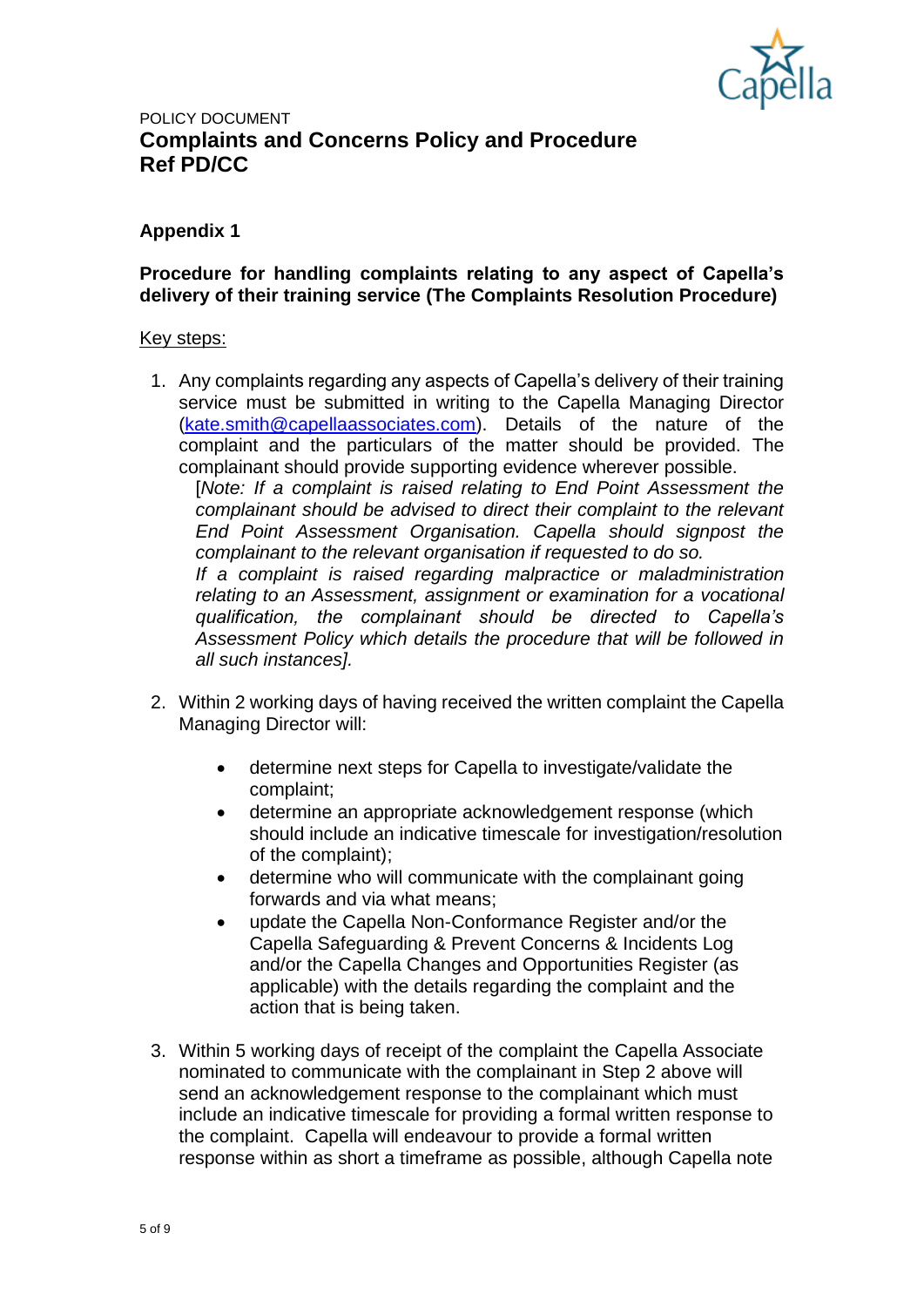POLICY DOCUMENT

# Complaints and Concerns Policy and Procedure
# Ref PD/CC

## Appendix 1

**Procedure for handling complaints relating to any aspect of Capella's delivery of their training service (The Complaints Resolution Procedure)**

Key steps:

1. Any complaints regarding any aspects of Capella's delivery of their training service must be submitted in writing to the Capella Managing Director (kate.smith@capellaassociates.com). Details of the nature of the complaint and the particulars of the matter should be provided. The complainant should provide supporting evidence wherever possible.

   [*Note: If a complaint is raised relating to End Point Assessment the complainant should be advised to direct their complaint to the relevant End Point Assessment Organisation. Capella should signpost the complainant to the relevant organisation if requested to do so.*
   *If a complaint is raised regarding malpractice or maladministration relating to an Assessment, assignment or examination for a vocational qualification, the complainant should be directed to Capella's Assessment Policy which details the procedure that will be followed in all such instances].*

2. Within 2 working days of having received the written complaint the Capella Managing Director will:

   - determine next steps for Capella to investigate/validate the complaint;
   - determine an appropriate acknowledgement response (which should include an indicative timescale for investigation/resolution of the complaint);
   - determine who will communicate with the complainant going forwards and via what means;
   - update the Capella Non-Conformance Register and/or the Capella Safeguarding & Prevent Concerns & Incidents Log and/or the Capella Changes and Opportunities Register (as applicable) with the details regarding the complaint and the action that is being taken.

3. Within 5 working days of receipt of the complaint the Capella Associate nominated to communicate with the complainant in Step 2 above will send an acknowledgement response to the complainant which must include an indicative timescale for providing a formal written response to the complaint. Capella will endeavour to provide a formal written response within as short a timeframe as possible, although Capella note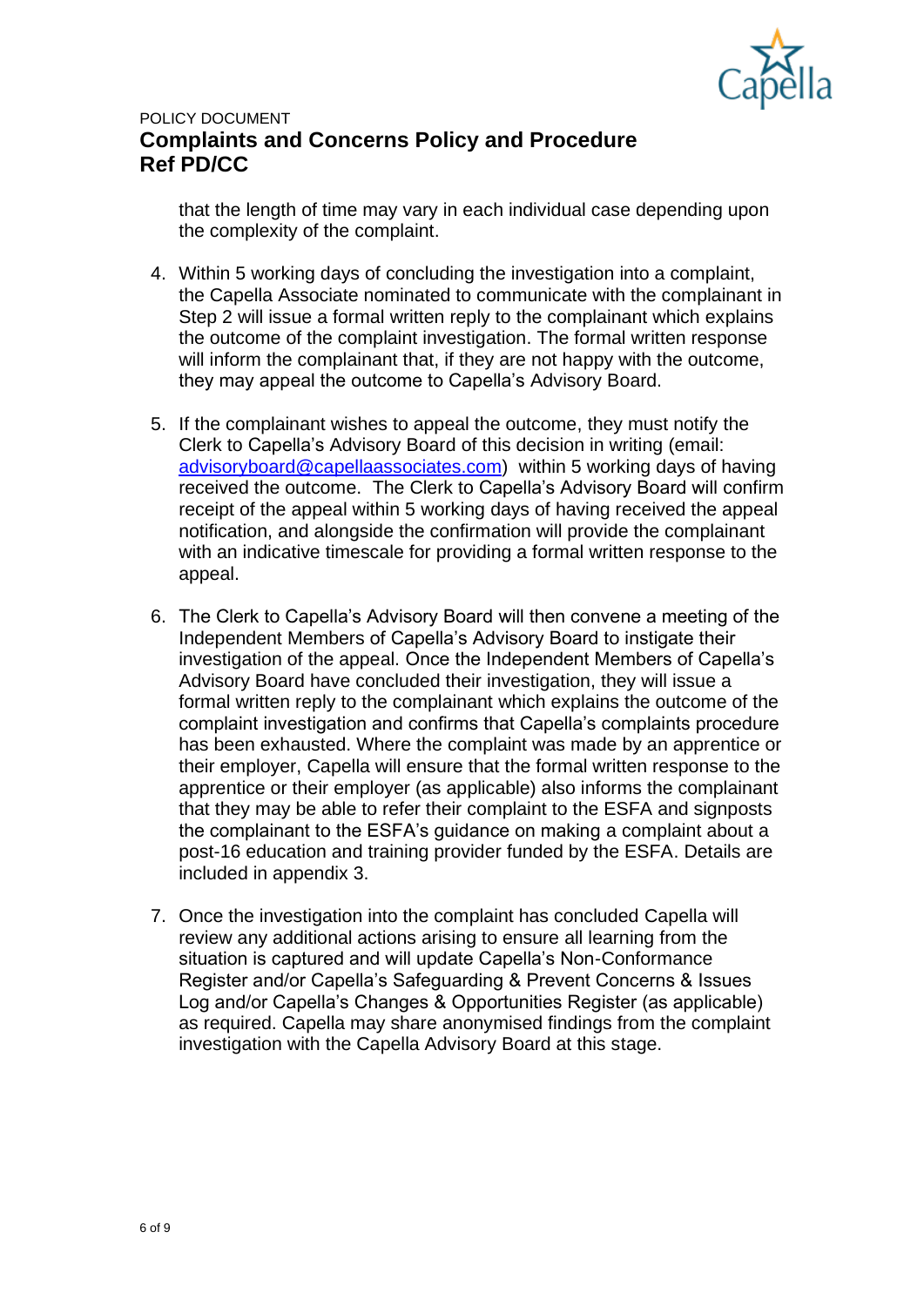that the length of time may vary in each individual case depending upon the complexity of the complaint.

4. Within 5 working days of concluding the investigation into a complaint, the Capella Associate nominated to communicate with the complainant in Step 2 will issue a formal written reply to the complainant which explains the outcome of the complaint investigation. The formal written response will inform the complainant that, if they are not happy with the outcome, they may appeal the outcome to Capella's Advisory Board.

5. If the complainant wishes to appeal the outcome, they must notify the Clerk to Capella's Advisory Board of this decision in writing (email: advisoryboard@capellaassociates.com) within 5 working days of having received the outcome. The Clerk to Capella's Advisory Board will confirm receipt of the appeal within 5 working days of having received the appeal notification, and alongside the confirmation will provide the complainant with an indicative timescale for providing a formal written response to the appeal.

6. The Clerk to Capella's Advisory Board will then convene a meeting of the Independent Members of Capella's Advisory Board to instigate their investigation of the appeal. Once the Independent Members of Capella's Advisory Board have concluded their investigation, they will issue a formal written reply to the complainant which explains the outcome of the complaint investigation and confirms that Capella's complaints procedure has been exhausted. Where the complaint was made by an apprentice or their employer, Capella will ensure that the formal written response to the apprentice or their employer (as applicable) also informs the complainant that they may be able to refer their complaint to the ESFA and signposts the complainant to the ESFA's guidance on making a complaint about a post-16 education and training provider funded by the ESFA. Details are included in appendix 3.

7. Once the investigation into the complaint has concluded Capella will review any additional actions arising to ensure all learning from the situation is captured and will update Capella's Non-Conformance Register and/or Capella's Safeguarding & Prevent Concerns & Issues Log and/or Capella's Changes & Opportunities Register (as applicable) as required. Capella may share anonymised findings from the complaint investigation with the Capella Advisory Board at this stage.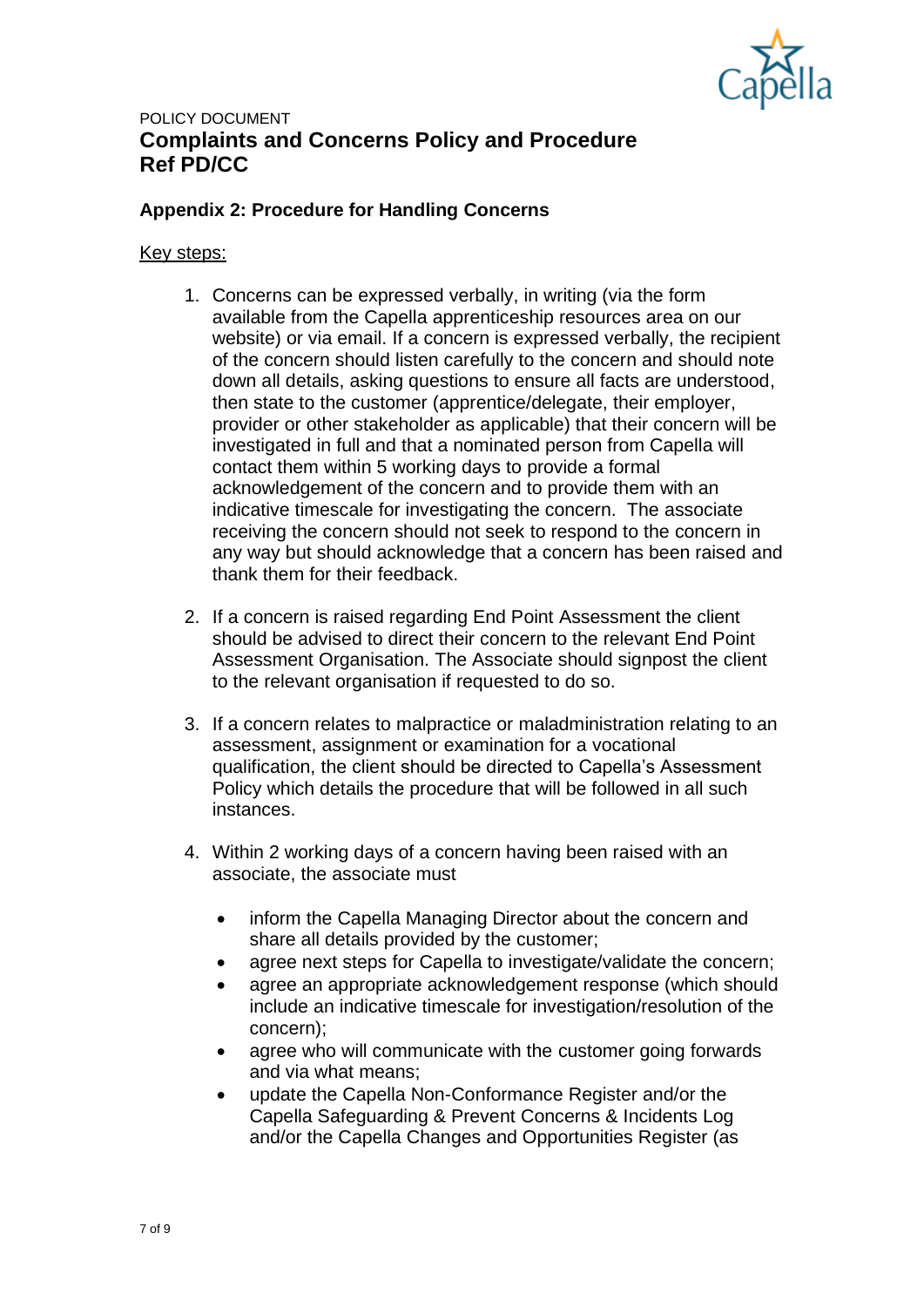POLICY DOCUMENT

# Complaints and Concerns Policy and Procedure
# Ref PD/CC

## Appendix 2: Procedure for Handling Concerns

Key steps:

1. Concerns can be expressed verbally, in writing (via the form available from the Capella apprenticeship resources area on our website) or via email. If a concern is expressed verbally, the recipient of the concern should listen carefully to the concern and should note down all details, asking questions to ensure all facts are understood, then state to the customer (apprentice/delegate, their employer, provider or other stakeholder as applicable) that their concern will be investigated in full and that a nominated person from Capella will contact them within 5 working days to provide a formal acknowledgement of the concern and to provide them with an indicative timescale for investigating the concern. The associate receiving the concern should not seek to respond to the concern in any way but should acknowledge that a concern has been raised and thank them for their feedback.

2. If a concern is raised regarding End Point Assessment the client should be advised to direct their concern to the relevant End Point Assessment Organisation. The Associate should signpost the client to the relevant organisation if requested to do so.

3. If a concern relates to malpractice or maladministration relating to an assessment, assignment or examination for a vocational qualification, the client should be directed to Capella's Assessment Policy which details the procedure that will be followed in all such instances.

4. Within 2 working days of a concern having been raised with an associate, the associate must

   - inform the Capella Managing Director about the concern and share all details provided by the customer;
   - agree next steps for Capella to investigate/validate the concern;
   - agree an appropriate acknowledgement response (which should include an indicative timescale for investigation/resolution of the concern);
   - agree who will communicate with the customer going forwards and via what means;
   - update the Capella Non-Conformance Register and/or the Capella Safeguarding & Prevent Concerns & Incidents Log and/or the Capella Changes and Opportunities Register (as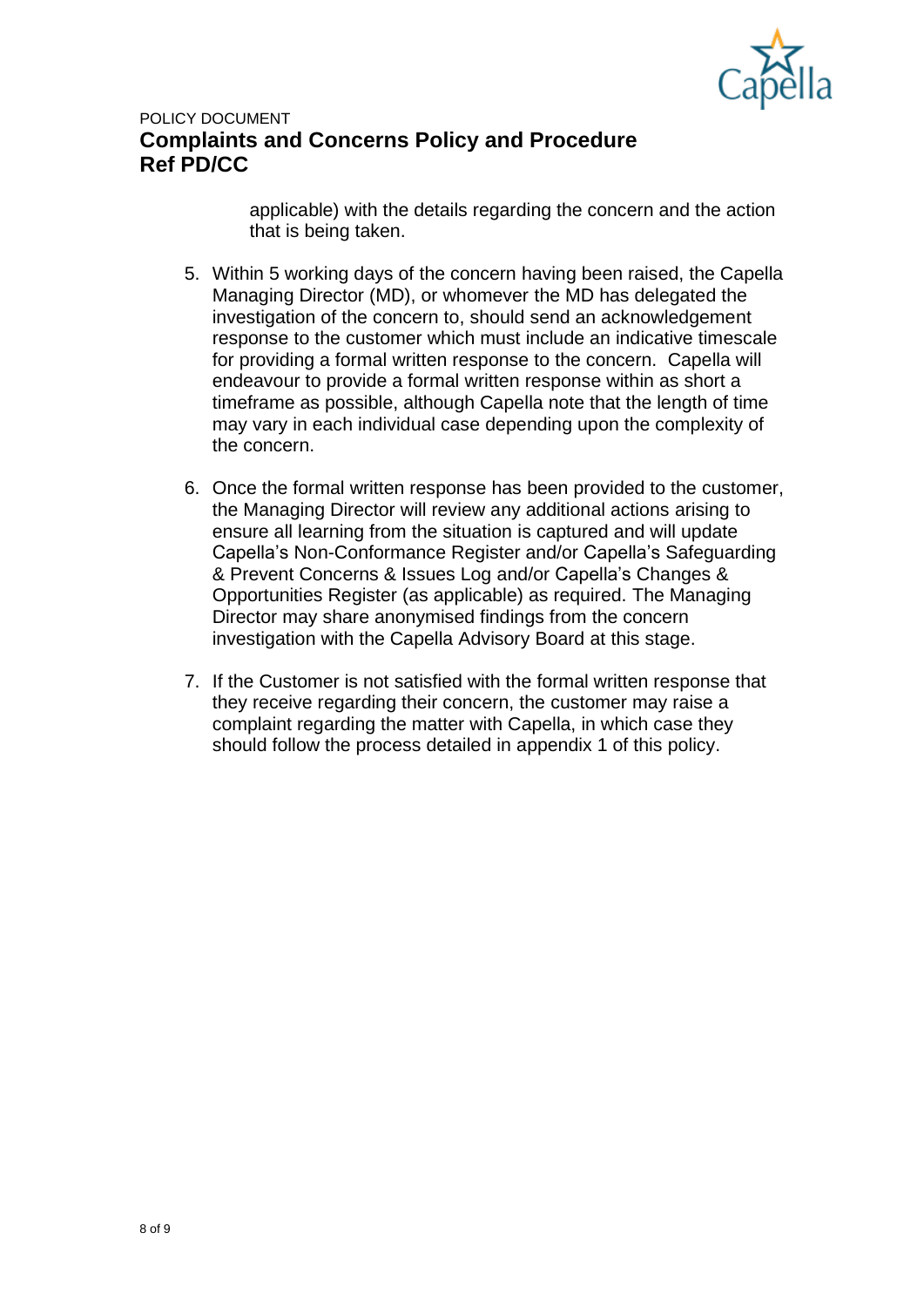applicable) with the details regarding the concern and the action that is being taken.

5. Within 5 working days of the concern having been raised, the Capella Managing Director (MD), or whomever the MD has delegated the investigation of the concern to, should send an acknowledgement response to the customer which must include an indicative timescale for providing a formal written response to the concern. Capella will endeavour to provide a formal written response within as short a timeframe as possible, although Capella note that the length of time may vary in each individual case depending upon the complexity of the concern.

6. Once the formal written response has been provided to the customer, the Managing Director will review any additional actions arising to ensure all learning from the situation is captured and will update Capella's Non-Conformance Register and/or Capella's Safeguarding & Prevent Concerns & Issues Log and/or Capella's Changes & Opportunities Register (as applicable) as required. The Managing Director may share anonymised findings from the concern investigation with the Capella Advisory Board at this stage.

7. If the Customer is not satisfied with the formal written response that they receive regarding their concern, the customer may raise a complaint regarding the matter with Capella, in which case they should follow the process detailed in appendix 1 of this policy.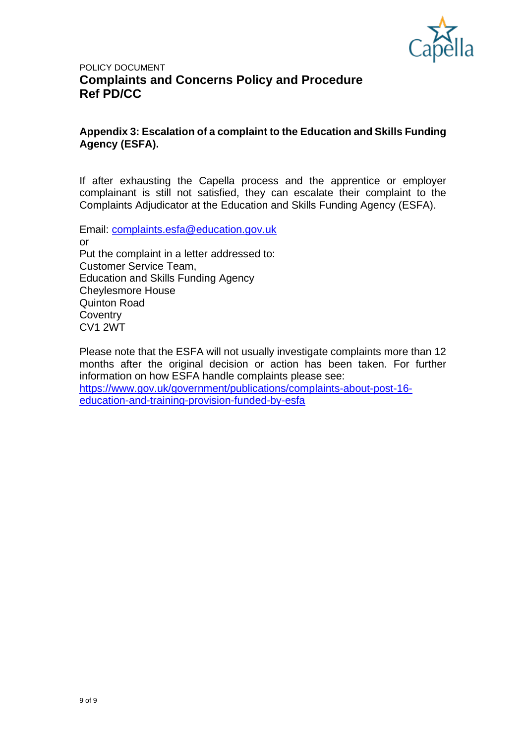POLICY DOCUMENT

# Complaints and Concerns Policy and Procedure
# Ref PD/CC

## Appendix 3: Escalation of a complaint to the Education and Skills Funding Agency (ESFA).

If after exhausting the Capella process and the apprentice or employer complainant is still not satisfied, they can escalate their complaint to the Complaints Adjudicator at the Education and Skills Funding Agency (ESFA).

Email: complaints.esfa@education.gov.uk
or
Put the complaint in a letter addressed to:
Customer Service Team,
Education and Skills Funding Agency
Cheylesmore House
Quinton Road
Coventry
CV1 2WT

Please note that the ESFA will not usually investigate complaints more than 12 months after the original decision or action has been taken. For further information on how ESFA handle complaints please see:
https://www.gov.uk/government/publications/complaints-about-post-16-education-and-training-provision-funded-by-esfa